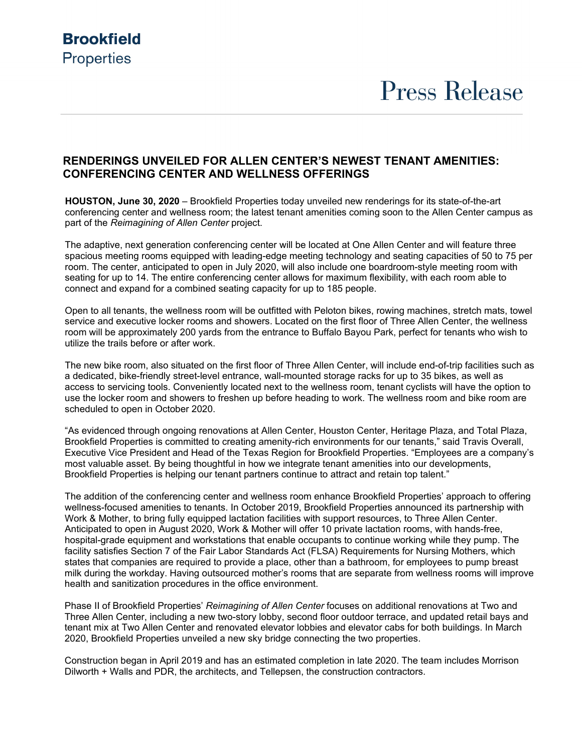**Brookfield**
Properties

# Press Release

## RENDERINGS UNVEILED FOR ALLEN CENTER'S NEWEST TENANT AMENITIES: CONFERENCING CENTER AND WELLNESS OFFERINGS

**HOUSTON, June 30, 2020** – Brookfield Properties today unveiled new renderings for its state-of-the-art conferencing center and wellness room; the latest tenant amenities coming soon to the Allen Center campus as part of the *Reimagining of Allen Center* project.

The adaptive, next generation conferencing center will be located at One Allen Center and will feature three spacious meeting rooms equipped with leading-edge meeting technology and seating capacities of 50 to 75 per room. The center, anticipated to open in July 2020, will also include one boardroom-style meeting room with seating for up to 14. The entire conferencing center allows for maximum flexibility, with each room able to connect and expand for a combined seating capacity for up to 185 people.

Open to all tenants, the wellness room will be outfitted with Peloton bikes, rowing machines, stretch mats, towel service and executive locker rooms and showers. Located on the first floor of Three Allen Center, the wellness room will be approximately 200 yards from the entrance to Buffalo Bayou Park, perfect for tenants who wish to utilize the trails before or after work.

The new bike room, also situated on the first floor of Three Allen Center, will include end-of-trip facilities such as a dedicated, bike-friendly street-level entrance, wall-mounted storage racks for up to 35 bikes, as well as access to servicing tools. Conveniently located next to the wellness room, tenant cyclists will have the option to use the locker room and showers to freshen up before heading to work. The wellness room and bike room are scheduled to open in October 2020.

"As evidenced through ongoing renovations at Allen Center, Houston Center, Heritage Plaza, and Total Plaza, Brookfield Properties is committed to creating amenity-rich environments for our tenants," said Travis Overall, Executive Vice President and Head of the Texas Region for Brookfield Properties. "Employees are a company's most valuable asset. By being thoughtful in how we integrate tenant amenities into our developments, Brookfield Properties is helping our tenant partners continue to attract and retain top talent."

The addition of the conferencing center and wellness room enhance Brookfield Properties' approach to offering wellness-focused amenities to tenants. In October 2019, Brookfield Properties announced its partnership with Work & Mother, to bring fully equipped lactation facilities with support resources, to Three Allen Center. Anticipated to open in August 2020, Work & Mother will offer 10 private lactation rooms, with hands-free, hospital-grade equipment and workstations that enable occupants to continue working while they pump. The facility satisfies Section 7 of the Fair Labor Standards Act (FLSA) Requirements for Nursing Mothers, which states that companies are required to provide a place, other than a bathroom, for employees to pump breast milk during the workday. Having outsourced mother's rooms that are separate from wellness rooms will improve health and sanitization procedures in the office environment.

Phase II of Brookfield Properties' *Reimagining of Allen Center* focuses on additional renovations at Two and Three Allen Center, including a new two-story lobby, second floor outdoor terrace, and updated retail bays and tenant mix at Two Allen Center and renovated elevator lobbies and elevator cabs for both buildings. In March 2020, Brookfield Properties unveiled a new sky bridge connecting the two properties.

Construction began in April 2019 and has an estimated completion in late 2020. The team includes Morrison Dilworth + Walls and PDR, the architects, and Tellepsen, the construction contractors.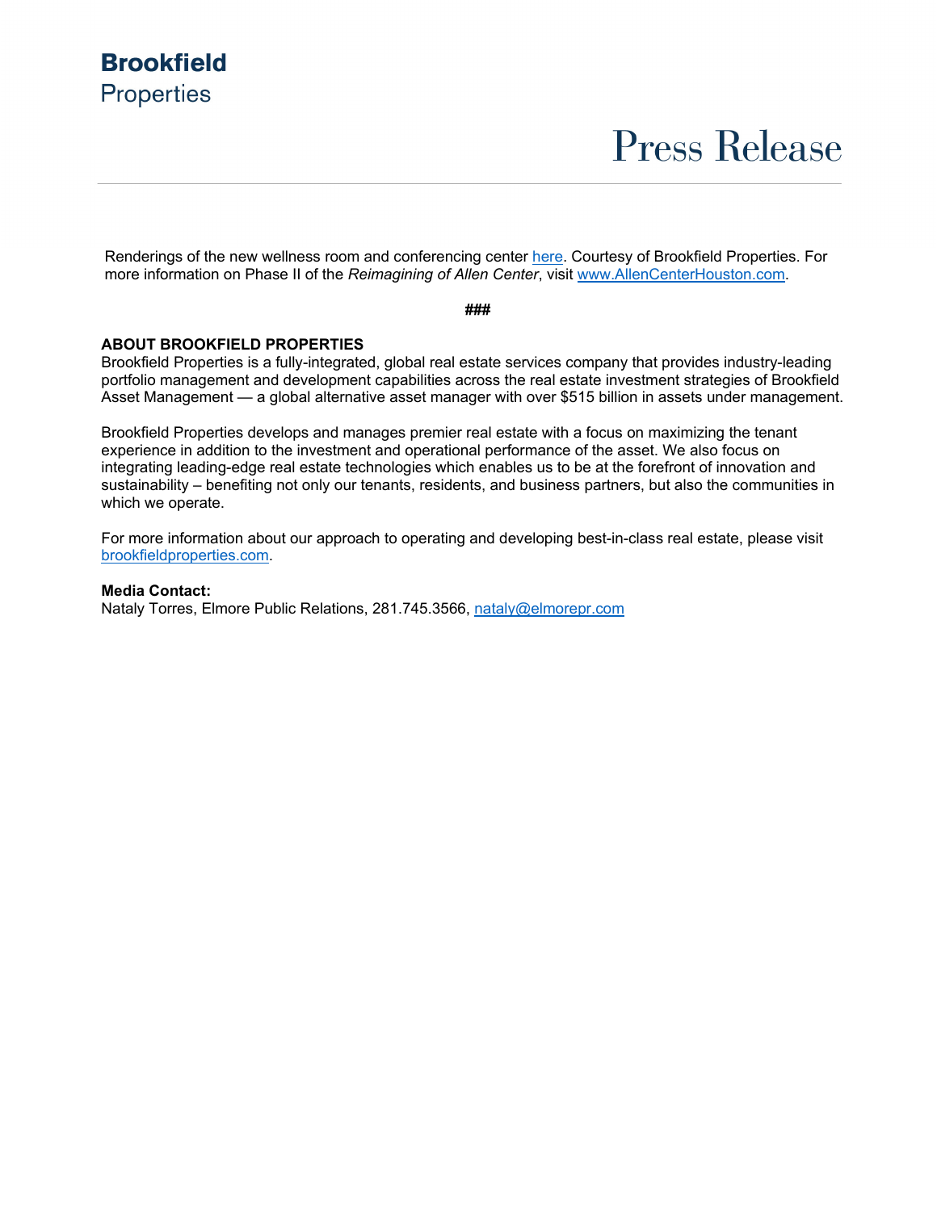Renderings of the new wellness room and conferencing center here. Courtesy of Brookfield Properties. For more information on Phase II of the *Reimagining of Allen Center*, visit www.AllenCenterHouston.com.

###

**ABOUT BROOKFIELD PROPERTIES**

Brookfield Properties is a fully-integrated, global real estate services company that provides industry-leading portfolio management and development capabilities across the real estate investment strategies of Brookfield Asset Management — a global alternative asset manager with over $515 billion in assets under management.

Brookfield Properties develops and manages premier real estate with a focus on maximizing the tenant experience in addition to the investment and operational performance of the asset. We also focus on integrating leading-edge real estate technologies which enables us to be at the forefront of innovation and sustainability – benefiting not only our tenants, residents, and business partners, but also the communities in which we operate.

For more information about our approach to operating and developing best-in-class real estate, please visit brookfieldproperties.com.

**Media Contact:**

Nataly Torres, Elmore Public Relations, 281.745.3566, nataly@elmorepr.com